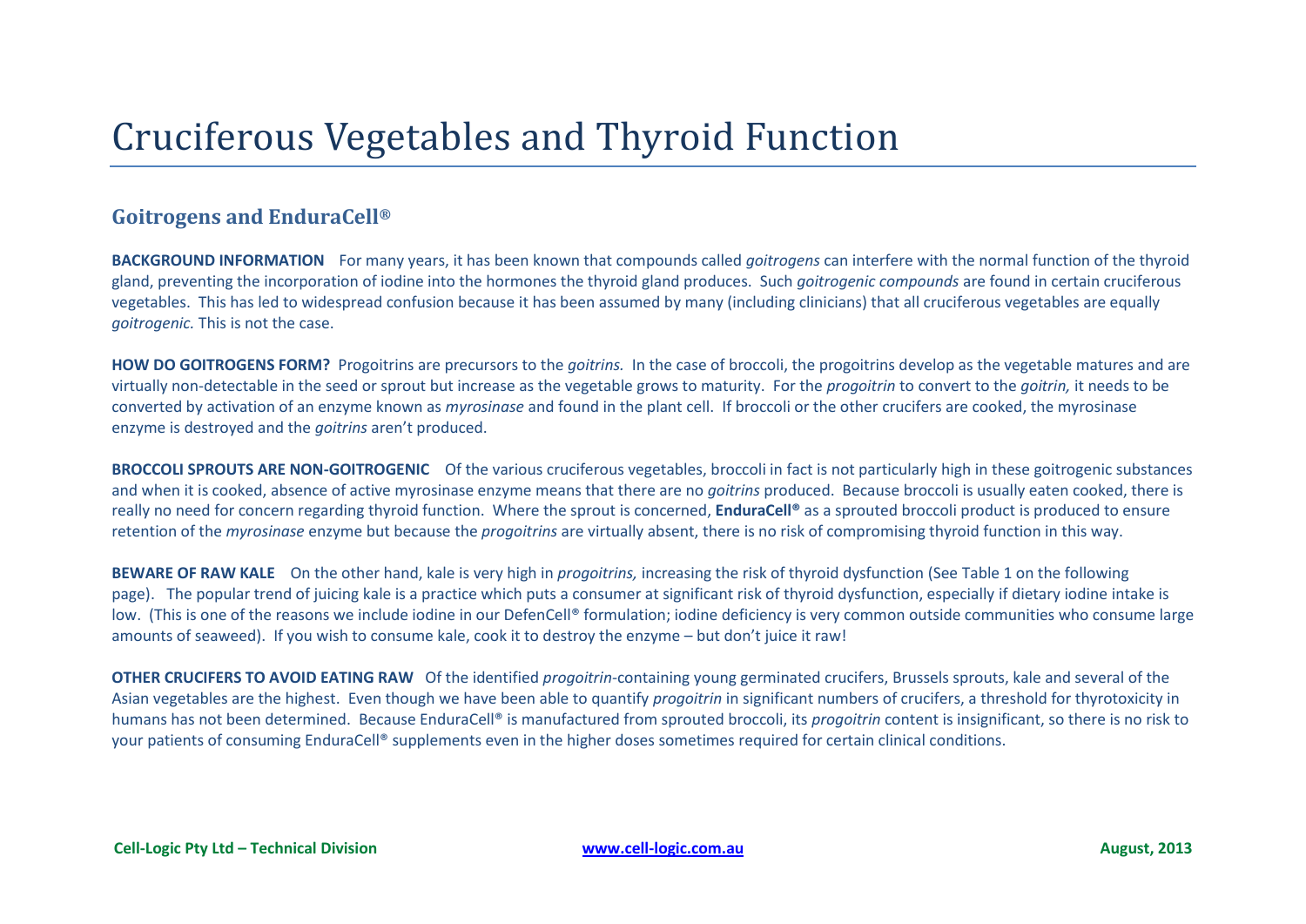# Cruciferous Vegetables and Thyroid Function

## Goitrogens and EnduraCell®

**BACKGROUND INFORMATION** For many years, it has been known that compounds called *goitrogens* can interfere with the normal function of the thyroid gland, preventing the incorporation of iodine into the hormones the thyroid gland produces. Such *goitrogenic compounds* are found in certain cruciferous vegetables. This has led to widespread confusion because it has been assumed by many (including clinicians) that all cruciferous vegetables are equally *goitrogenic.* This is not the case.

**HOW DO GOITROGENS FORM?** Progoitrins are precursors to the *goitrins.* In the case of broccoli, the progoitrins develop as the vegetable matures and are virtually non-detectable in the seed or sprout but increase as the vegetable grows to maturity. For the *progoitrin* to convert to the *goitrin,* it needs to be converted by activation of an enzyme known as *myrosinase* and found in the plant cell. If broccoli or the other crucifers are cooked, the myrosinase enzyme is destroyed and the *goitrins* aren't produced.

**BROCCOLI SPROUTS ARE NON-GOITROGENIC** Of the various cruciferous vegetables, broccoli in fact is not particularly high in these goitrogenic substances and when it is cooked, absence of active myrosinase enzyme means that there are no *goitrins* produced. Because broccoli is usually eaten cooked, there is really no need for concern regarding thyroid function. Where the sprout is concerned, **EnduraCell®** as a sprouted broccoli product is produced to ensure retention of the *myrosinase* enzyme but because the *progoitrins* are virtually absent, there is no risk of compromising thyroid function in this way.

**BEWARE OF RAW KALE** On the other hand, kale is very high in *progoitrins,* increasing the risk of thyroid dysfunction (See Table 1 on the following page). The popular trend of juicing kale is a practice which puts a consumer at significant risk of thyroid dysfunction, especially if dietary iodine intake is low. (This is one of the reasons we include iodine in our DefenCell® formulation; iodine deficiency is very common outside communities who consume large amounts of seaweed). If you wish to consume kale, cook it to destroy the enzyme – but don't juice it raw!

**OTHER CRUCIFERS TO AVOID EATING RAW** Of the identified *progoitrin*-containing young germinated crucifers, Brussels sprouts, kale and several of the Asian vegetables are the highest. Even though we have been able to quantify *progoitrin* in significant numbers of crucifers, a threshold for thyrotoxicity in humans has not been determined. Because EnduraCell® is manufactured from sprouted broccoli, its *progoitrin* content is insignificant, so there is no risk to your patients of consuming EnduraCell® supplements even in the higher doses sometimes required for certain clinical conditions.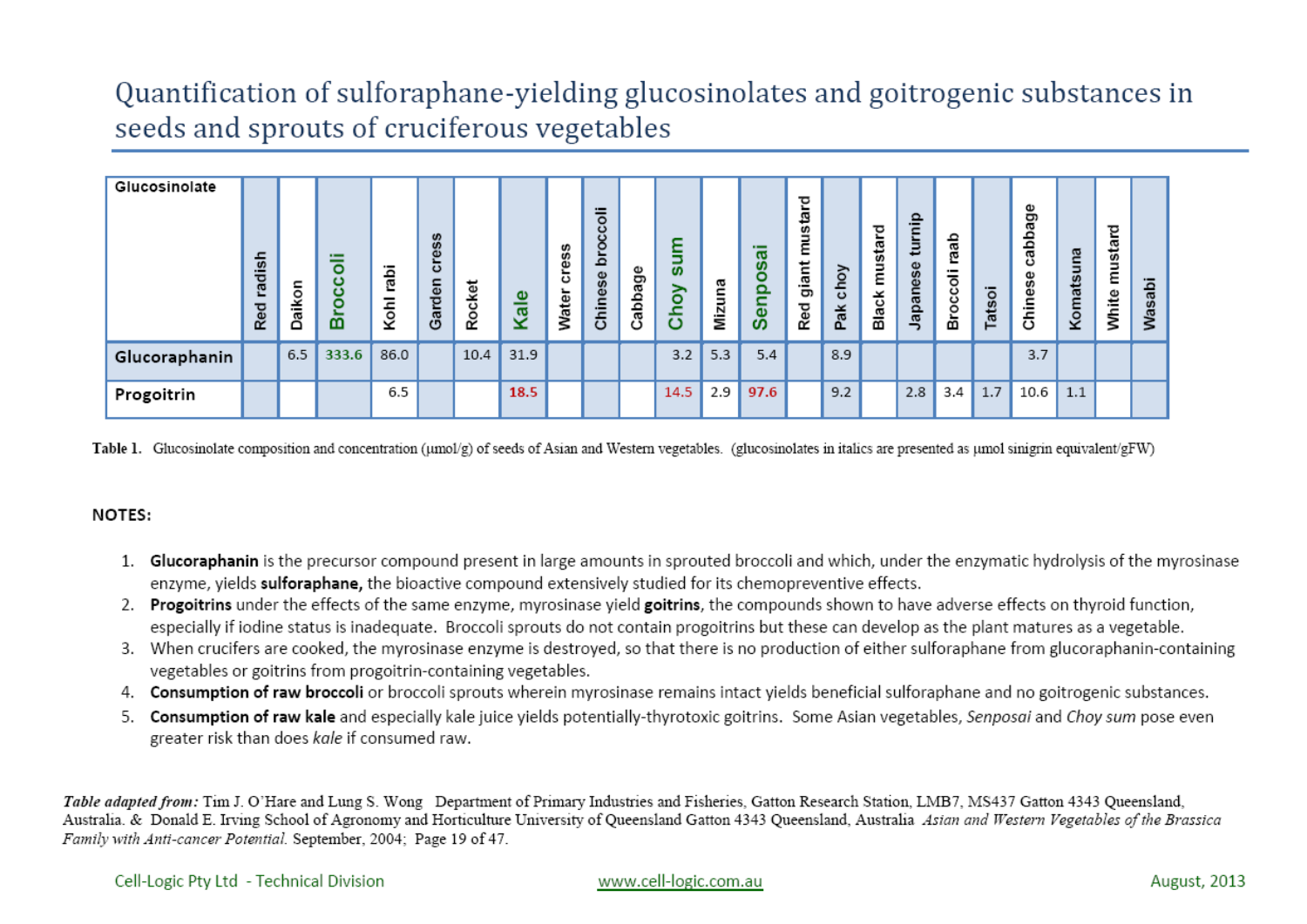# Quantification of sulforaphane-yielding glucosinolates and goitrogenic substances in seeds and sprouts of cruciferous vegetables

| Glucosinolate | Red radish | Daikon | Broccoli | Kohl rabi | Garden cress | Rocket | Kale | Water cress | Chinese broccoli | Cabbage | Choy sum | Mizuna | Senposai | Red giant mustard | Pak choy | Black mustard | Japanese turnip | Broccoli raab | Tatsoi | Chinese cabbage | Komatsuna | White mustard | Wasabi |
|---|---|---|---|---|---|---|---|---|---|---|---|---|---|---|---|---|---|---|---|---|---|---|---|
| **Glucoraphanin** | | 6.5 | 333.6 | 86.0 | | 10.4 | 31.9 | | | | 3.2 | 5.3 | 5.4 | | 8.9 | | | | | 3.7 | | | |
| **Progoitrin** | | | | 6.5 | | | 18.5 | | | | 14.5 | 2.9 | 97.6 | | 9.2 | | 2.8 | 3.4 | 1.7 | 10.6 | 1.1 | | |

**Table 1.** Glucosinolate composition and concentration (μmol/g) of seeds of Asian and Western vegetables. (glucosinolates in italics are presented as μmol sinigrin equivalent/gFW)

**NOTES:**

1. **Glucoraphanin** is the precursor compound present in large amounts in sprouted broccoli and which, under the enzymatic hydrolysis of the myrosinase enzyme, yields **sulforaphane,** the bioactive compound extensively studied for its chemopreventive effects.
2. **Progoitrins** under the effects of the same enzyme, myrosinase yield **goitrins**, the compounds shown to have adverse effects on thyroid function, especially if iodine status is inadequate. Broccoli sprouts do not contain progoitrins but these can develop as the plant matures as a vegetable.
3. When crucifers are cooked, the myrosinase enzyme is destroyed, so that there is no production of either sulforaphane from glucoraphanin-containing vegetables or goitrins from progoitrin-containing vegetables.
4. **Consumption of raw broccoli** or broccoli sprouts wherein myrosinase remains intact yields beneficial sulforaphane and no goitrogenic substances.
5. **Consumption of raw kale** and especially kale juice yields potentially-thyrotoxic goitrins. Some Asian vegetables, *Senposai* and *Choy sum* pose even greater risk than does *kale* if consumed raw.

***Table adapted from:*** Tim J. O'Hare and Lung S. Wong Department of Primary Industries and Fisheries, Gatton Research Station, LMB7, MS437 Gatton 4343 Queensland, Australia. & Donald E. Irving School of Agronomy and Horticulture University of Queensland Gatton 4343 Queensland, Australia *Asian and Western Vegetables of the Brassica Family with Anti-cancer Potential.* September, 2004; Page 19 of 47.